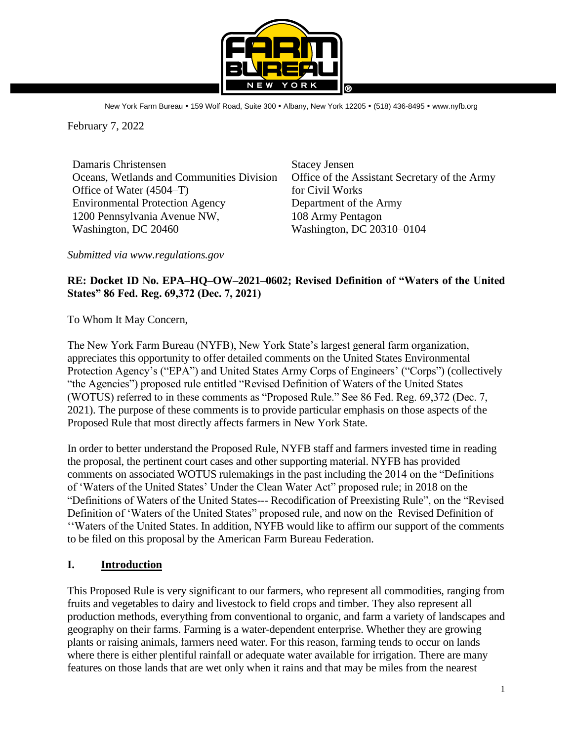New York Farm Bureau • 159 Wolf Road, Suite 300 • Albany, New York 12205 • (518) 436-8495 • www.nyfb.org

February 7, 2022

Damaris Christensen
Oceans, Wetlands and Communities Division
Office of Water (4504–T)
Environmental Protection Agency
1200 Pennsylvania Avenue NW,
Washington, DC 20460

Stacey Jensen
Office of the Assistant Secretary of the Army for Civil Works
Department of the Army
108 Army Pentagon
Washington, DC 20310–0104

*Submitted via www.regulations.gov*

**RE: Docket ID No. EPA–HQ–OW–2021–0602; Revised Definition of "Waters of the United States" 86 Fed. Reg. 69,372 (Dec. 7, 2021)**

To Whom It May Concern,

The New York Farm Bureau (NYFB), New York State's largest general farm organization, appreciates this opportunity to offer detailed comments on the United States Environmental Protection Agency's ("EPA") and United States Army Corps of Engineers' ("Corps") (collectively "the Agencies") proposed rule entitled "Revised Definition of Waters of the United States (WOTUS) referred to in these comments as "Proposed Rule." See 86 Fed. Reg. 69,372 (Dec. 7, 2021). The purpose of these comments is to provide particular emphasis on those aspects of the Proposed Rule that most directly affects farmers in New York State.

In order to better understand the Proposed Rule, NYFB staff and farmers invested time in reading the proposal, the pertinent court cases and other supporting material. NYFB has provided comments on associated WOTUS rulemakings in the past including the 2014 on the "Definitions of 'Waters of the United States' Under the Clean Water Act" proposed rule; in 2018 on the "Definitions of Waters of the United States--- Recodification of Preexisting Rule", on the "Revised Definition of 'Waters of the United States" proposed rule, and now on the Revised Definition of ''Waters of the United States. In addition, NYFB would like to affirm our support of the comments to be filed on this proposal by the American Farm Bureau Federation.

## I. Introduction

This Proposed Rule is very significant to our farmers, who represent all commodities, ranging from fruits and vegetables to dairy and livestock to field crops and timber. They also represent all production methods, everything from conventional to organic, and farm a variety of landscapes and geography on their farms. Farming is a water-dependent enterprise. Whether they are growing plants or raising animals, farmers need water. For this reason, farming tends to occur on lands where there is either plentiful rainfall or adequate water available for irrigation. There are many features on those lands that are wet only when it rains and that may be miles from the nearest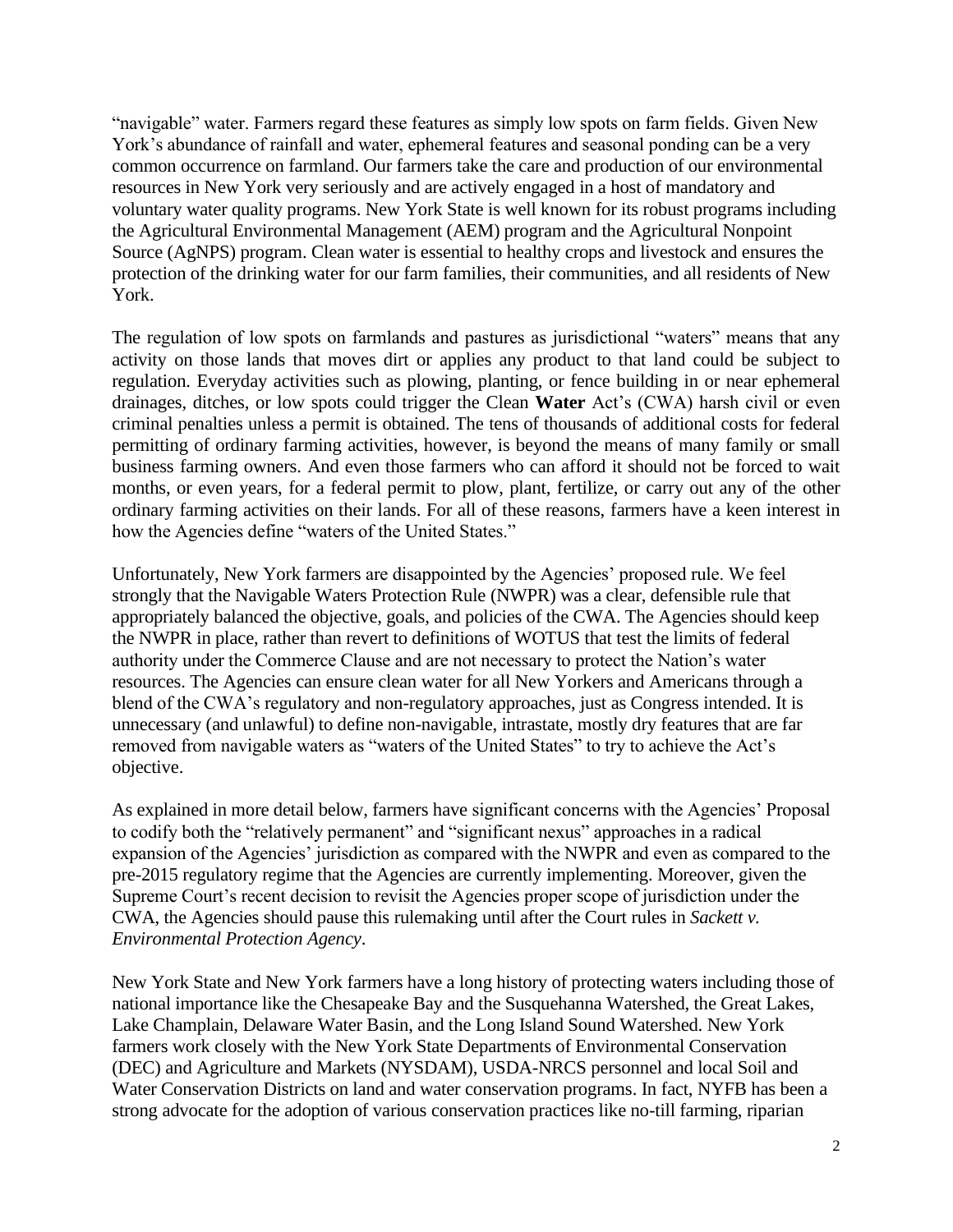"navigable" water. Farmers regard these features as simply low spots on farm fields. Given New York's abundance of rainfall and water, ephemeral features and seasonal ponding can be a very common occurrence on farmland. Our farmers take the care and production of our environmental resources in New York very seriously and are actively engaged in a host of mandatory and voluntary water quality programs. New York State is well known for its robust programs including the Agricultural Environmental Management (AEM) program and the Agricultural Nonpoint Source (AgNPS) program. Clean water is essential to healthy crops and livestock and ensures the protection of the drinking water for our farm families, their communities, and all residents of New York.

The regulation of low spots on farmlands and pastures as jurisdictional "waters" means that any activity on those lands that moves dirt or applies any product to that land could be subject to regulation. Everyday activities such as plowing, planting, or fence building in or near ephemeral drainages, ditches, or low spots could trigger the Clean **Water** Act's (CWA) harsh civil or even criminal penalties unless a permit is obtained. The tens of thousands of additional costs for federal permitting of ordinary farming activities, however, is beyond the means of many family or small business farming owners. And even those farmers who can afford it should not be forced to wait months, or even years, for a federal permit to plow, plant, fertilize, or carry out any of the other ordinary farming activities on their lands. For all of these reasons, farmers have a keen interest in how the Agencies define "waters of the United States."

Unfortunately, New York farmers are disappointed by the Agencies' proposed rule. We feel strongly that the Navigable Waters Protection Rule (NWPR) was a clear, defensible rule that appropriately balanced the objective, goals, and policies of the CWA. The Agencies should keep the NWPR in place, rather than revert to definitions of WOTUS that test the limits of federal authority under the Commerce Clause and are not necessary to protect the Nation's water resources. The Agencies can ensure clean water for all New Yorkers and Americans through a blend of the CWA's regulatory and non-regulatory approaches, just as Congress intended. It is unnecessary (and unlawful) to define non-navigable, intrastate, mostly dry features that are far removed from navigable waters as "waters of the United States" to try to achieve the Act's objective.

As explained in more detail below, farmers have significant concerns with the Agencies' Proposal to codify both the "relatively permanent" and "significant nexus" approaches in a radical expansion of the Agencies' jurisdiction as compared with the NWPR and even as compared to the pre-2015 regulatory regime that the Agencies are currently implementing. Moreover, given the Supreme Court's recent decision to revisit the Agencies proper scope of jurisdiction under the CWA, the Agencies should pause this rulemaking until after the Court rules in *Sackett v. Environmental Protection Agency*.

New York State and New York farmers have a long history of protecting waters including those of national importance like the Chesapeake Bay and the Susquehanna Watershed, the Great Lakes, Lake Champlain, Delaware Water Basin, and the Long Island Sound Watershed. New York farmers work closely with the New York State Departments of Environmental Conservation (DEC) and Agriculture and Markets (NYSDAM), USDA-NRCS personnel and local Soil and Water Conservation Districts on land and water conservation programs. In fact, NYFB has been a strong advocate for the adoption of various conservation practices like no-till farming, riparian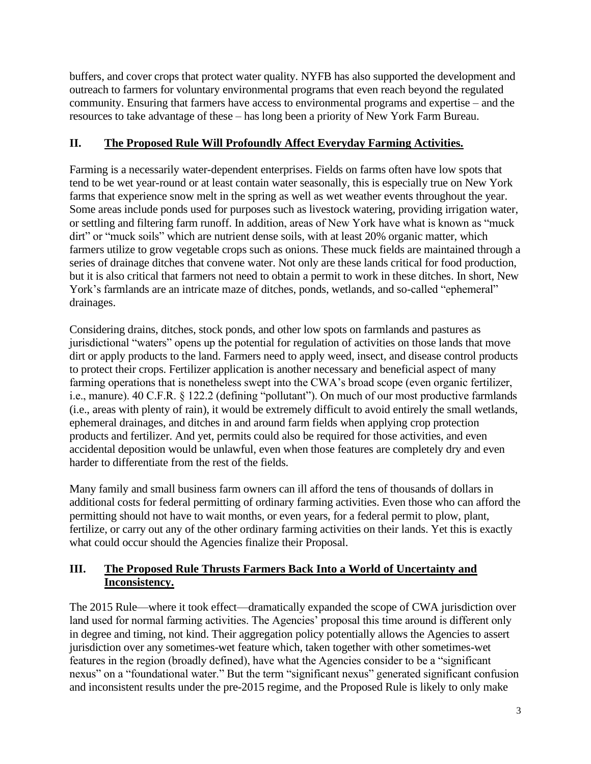buffers, and cover crops that protect water quality. NYFB has also supported the development and outreach to farmers for voluntary environmental programs that even reach beyond the regulated community. Ensuring that farmers have access to environmental programs and expertise – and the resources to take advantage of these – has long been a priority of New York Farm Bureau.

## II. <u>The Proposed Rule Will Profoundly Affect Everyday Farming Activities.</u>

Farming is a necessarily water-dependent enterprises. Fields on farms often have low spots that tend to be wet year-round or at least contain water seasonally, this is especially true on New York farms that experience snow melt in the spring as well as wet weather events throughout the year. Some areas include ponds used for purposes such as livestock watering, providing irrigation water, or settling and filtering farm runoff. In addition, areas of New York have what is known as "muck dirt" or "muck soils" which are nutrient dense soils, with at least 20% organic matter, which farmers utilize to grow vegetable crops such as onions. These muck fields are maintained through a series of drainage ditches that convene water. Not only are these lands critical for food production, but it is also critical that farmers not need to obtain a permit to work in these ditches. In short, New York's farmlands are an intricate maze of ditches, ponds, wetlands, and so-called "ephemeral" drainages.

Considering drains, ditches, stock ponds, and other low spots on farmlands and pastures as jurisdictional "waters" opens up the potential for regulation of activities on those lands that move dirt or apply products to the land. Farmers need to apply weed, insect, and disease control products to protect their crops. Fertilizer application is another necessary and beneficial aspect of many farming operations that is nonetheless swept into the CWA's broad scope (even organic fertilizer, i.e., manure). 40 C.F.R. § 122.2 (defining "pollutant"). On much of our most productive farmlands (i.e., areas with plenty of rain), it would be extremely difficult to avoid entirely the small wetlands, ephemeral drainages, and ditches in and around farm fields when applying crop protection products and fertilizer. And yet, permits could also be required for those activities, and even accidental deposition would be unlawful, even when those features are completely dry and even harder to differentiate from the rest of the fields.

Many family and small business farm owners can ill afford the tens of thousands of dollars in additional costs for federal permitting of ordinary farming activities. Even those who can afford the permitting should not have to wait months, or even years, for a federal permit to plow, plant, fertilize, or carry out any of the other ordinary farming activities on their lands. Yet this is exactly what could occur should the Agencies finalize their Proposal.

## III. <u>The Proposed Rule Thrusts Farmers Back Into a World of Uncertainty and Inconsistency.</u>

The 2015 Rule—where it took effect—dramatically expanded the scope of CWA jurisdiction over land used for normal farming activities. The Agencies' proposal this time around is different only in degree and timing, not kind. Their aggregation policy potentially allows the Agencies to assert jurisdiction over any sometimes-wet feature which, taken together with other sometimes-wet features in the region (broadly defined), have what the Agencies consider to be a "significant nexus" on a "foundational water." But the term "significant nexus" generated significant confusion and inconsistent results under the pre-2015 regime, and the Proposed Rule is likely to only make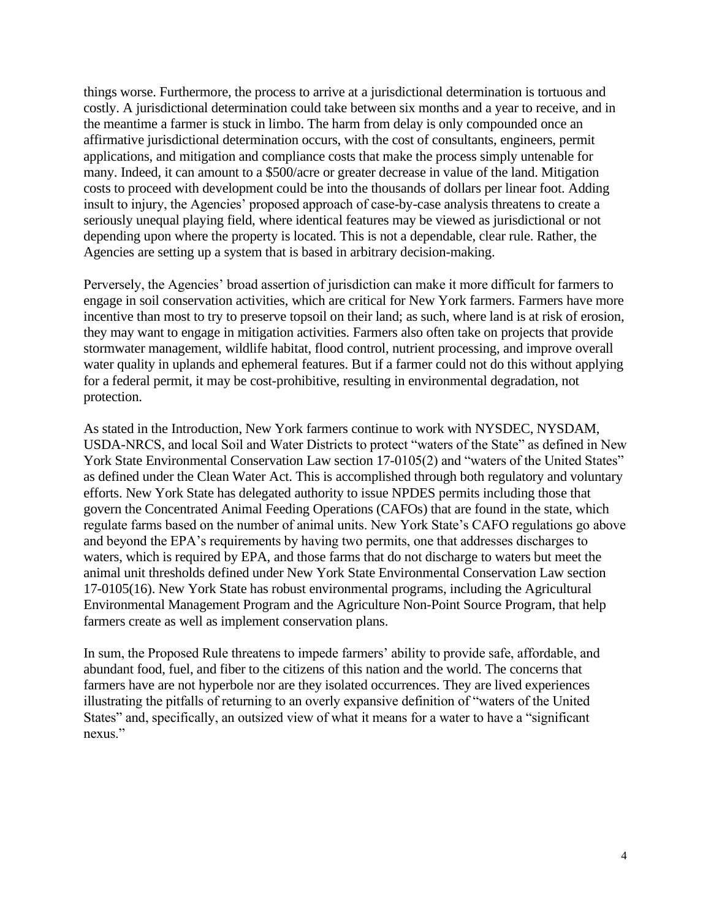things worse. Furthermore, the process to arrive at a jurisdictional determination is tortuous and costly. A jurisdictional determination could take between six months and a year to receive, and in the meantime a farmer is stuck in limbo. The harm from delay is only compounded once an affirmative jurisdictional determination occurs, with the cost of consultants, engineers, permit applications, and mitigation and compliance costs that make the process simply untenable for many. Indeed, it can amount to a $500/acre or greater decrease in value of the land. Mitigation costs to proceed with development could be into the thousands of dollars per linear foot. Adding insult to injury, the Agencies' proposed approach of case-by-case analysis threatens to create a seriously unequal playing field, where identical features may be viewed as jurisdictional or not depending upon where the property is located. This is not a dependable, clear rule. Rather, the Agencies are setting up a system that is based in arbitrary decision-making.

Perversely, the Agencies' broad assertion of jurisdiction can make it more difficult for farmers to engage in soil conservation activities, which are critical for New York farmers. Farmers have more incentive than most to try to preserve topsoil on their land; as such, where land is at risk of erosion, they may want to engage in mitigation activities. Farmers also often take on projects that provide stormwater management, wildlife habitat, flood control, nutrient processing, and improve overall water quality in uplands and ephemeral features. But if a farmer could not do this without applying for a federal permit, it may be cost-prohibitive, resulting in environmental degradation, not protection.

As stated in the Introduction, New York farmers continue to work with NYSDEC, NYSDAM, USDA-NRCS, and local Soil and Water Districts to protect "waters of the State" as defined in New York State Environmental Conservation Law section 17-0105(2) and "waters of the United States" as defined under the Clean Water Act. This is accomplished through both regulatory and voluntary efforts. New York State has delegated authority to issue NPDES permits including those that govern the Concentrated Animal Feeding Operations (CAFOs) that are found in the state, which regulate farms based on the number of animal units. New York State's CAFO regulations go above and beyond the EPA's requirements by having two permits, one that addresses discharges to waters, which is required by EPA, and those farms that do not discharge to waters but meet the animal unit thresholds defined under New York State Environmental Conservation Law section 17-0105(16). New York State has robust environmental programs, including the Agricultural Environmental Management Program and the Agriculture Non-Point Source Program, that help farmers create as well as implement conservation plans.

In sum, the Proposed Rule threatens to impede farmers' ability to provide safe, affordable, and abundant food, fuel, and fiber to the citizens of this nation and the world. The concerns that farmers have are not hyperbole nor are they isolated occurrences. They are lived experiences illustrating the pitfalls of returning to an overly expansive definition of "waters of the United States" and, specifically, an outsized view of what it means for a water to have a "significant nexus."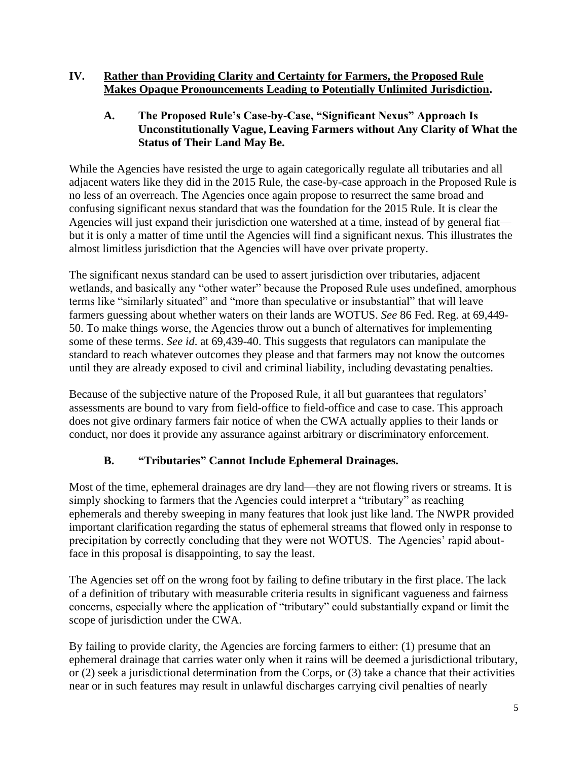## IV. **Rather than Providing Clarity and Certainty for Farmers, the Proposed Rule Makes Opaque Pronouncements Leading to Potentially Unlimited Jurisdiction.**

### A. The Proposed Rule's Case-by-Case, "Significant Nexus" Approach Is Unconstitutionally Vague, Leaving Farmers without Any Clarity of What the Status of Their Land May Be.

While the Agencies have resisted the urge to again categorically regulate all tributaries and all adjacent waters like they did in the 2015 Rule, the case-by-case approach in the Proposed Rule is no less of an overreach. The Agencies once again propose to resurrect the same broad and confusing significant nexus standard that was the foundation for the 2015 Rule. It is clear the Agencies will just expand their jurisdiction one watershed at a time, instead of by general fiat—but it is only a matter of time until the Agencies will find a significant nexus. This illustrates the almost limitless jurisdiction that the Agencies will have over private property.

The significant nexus standard can be used to assert jurisdiction over tributaries, adjacent wetlands, and basically any "other water" because the Proposed Rule uses undefined, amorphous terms like "similarly situated" and "more than speculative or insubstantial" that will leave farmers guessing about whether waters on their lands are WOTUS. *See* 86 Fed. Reg. at 69,449-50. To make things worse, the Agencies throw out a bunch of alternatives for implementing some of these terms. *See id*. at 69,439-40. This suggests that regulators can manipulate the standard to reach whatever outcomes they please and that farmers may not know the outcomes until they are already exposed to civil and criminal liability, including devastating penalties.

Because of the subjective nature of the Proposed Rule, it all but guarantees that regulators' assessments are bound to vary from field-office to field-office and case to case. This approach does not give ordinary farmers fair notice of when the CWA actually applies to their lands or conduct, nor does it provide any assurance against arbitrary or discriminatory enforcement.

### B. "Tributaries" Cannot Include Ephemeral Drainages.

Most of the time, ephemeral drainages are dry land—they are not flowing rivers or streams. It is simply shocking to farmers that the Agencies could interpret a "tributary" as reaching ephemerals and thereby sweeping in many features that look just like land. The NWPR provided important clarification regarding the status of ephemeral streams that flowed only in response to precipitation by correctly concluding that they were not WOTUS. The Agencies' rapid about-face in this proposal is disappointing, to say the least.

The Agencies set off on the wrong foot by failing to define tributary in the first place. The lack of a definition of tributary with measurable criteria results in significant vagueness and fairness concerns, especially where the application of "tributary" could substantially expand or limit the scope of jurisdiction under the CWA.

By failing to provide clarity, the Agencies are forcing farmers to either: (1) presume that an ephemeral drainage that carries water only when it rains will be deemed a jurisdictional tributary, or (2) seek a jurisdictional determination from the Corps, or (3) take a chance that their activities near or in such features may result in unlawful discharges carrying civil penalties of nearly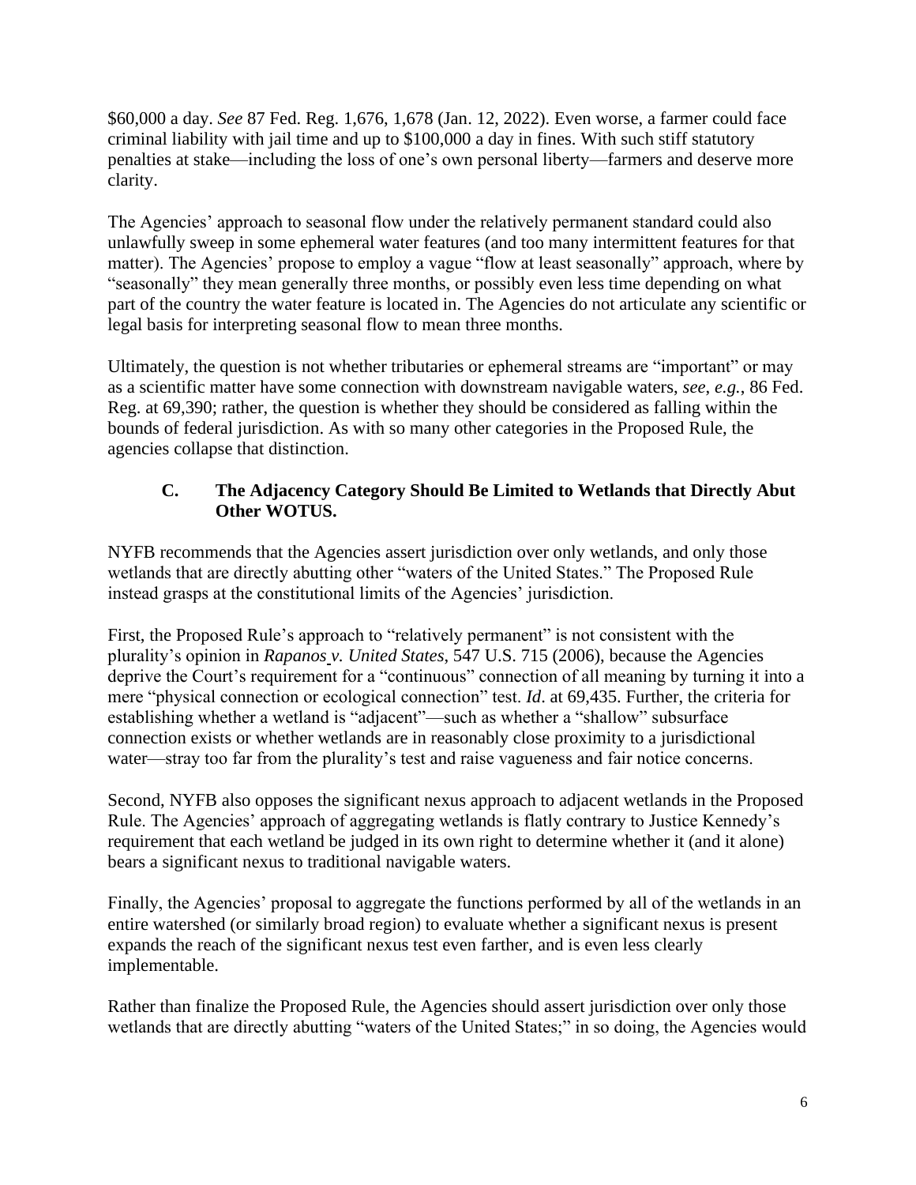$60,000 a day. *See* 87 Fed. Reg. 1,676, 1,678 (Jan. 12, 2022). Even worse, a farmer could face criminal liability with jail time and up to $100,000 a day in fines. With such stiff statutory penalties at stake—including the loss of one's own personal liberty—farmers and deserve more clarity.

The Agencies' approach to seasonal flow under the relatively permanent standard could also unlawfully sweep in some ephemeral water features (and too many intermittent features for that matter). The Agencies' propose to employ a vague "flow at least seasonally" approach, where by "seasonally" they mean generally three months, or possibly even less time depending on what part of the country the water feature is located in. The Agencies do not articulate any scientific or legal basis for interpreting seasonal flow to mean three months.

Ultimately, the question is not whether tributaries or ephemeral streams are "important" or may as a scientific matter have some connection with downstream navigable waters, *see, e.g.*, 86 Fed. Reg. at 69,390; rather, the question is whether they should be considered as falling within the bounds of federal jurisdiction. As with so many other categories in the Proposed Rule, the agencies collapse that distinction.

### C. The Adjacency Category Should Be Limited to Wetlands that Directly Abut Other WOTUS.

NYFB recommends that the Agencies assert jurisdiction over only wetlands, and only those wetlands that are directly abutting other "waters of the United States." The Proposed Rule instead grasps at the constitutional limits of the Agencies' jurisdiction.

First, the Proposed Rule's approach to "relatively permanent" is not consistent with the plurality's opinion in *Rapanos v. United States*, 547 U.S. 715 (2006), because the Agencies deprive the Court's requirement for a "continuous" connection of all meaning by turning it into a mere "physical connection or ecological connection" test. *Id*. at 69,435. Further, the criteria for establishing whether a wetland is "adjacent"—such as whether a "shallow" subsurface connection exists or whether wetlands are in reasonably close proximity to a jurisdictional water—stray too far from the plurality's test and raise vagueness and fair notice concerns.

Second, NYFB also opposes the significant nexus approach to adjacent wetlands in the Proposed Rule. The Agencies' approach of aggregating wetlands is flatly contrary to Justice Kennedy's requirement that each wetland be judged in its own right to determine whether it (and it alone) bears a significant nexus to traditional navigable waters.

Finally, the Agencies' proposal to aggregate the functions performed by all of the wetlands in an entire watershed (or similarly broad region) to evaluate whether a significant nexus is present expands the reach of the significant nexus test even farther, and is even less clearly implementable.

Rather than finalize the Proposed Rule, the Agencies should assert jurisdiction over only those wetlands that are directly abutting "waters of the United States;" in so doing, the Agencies would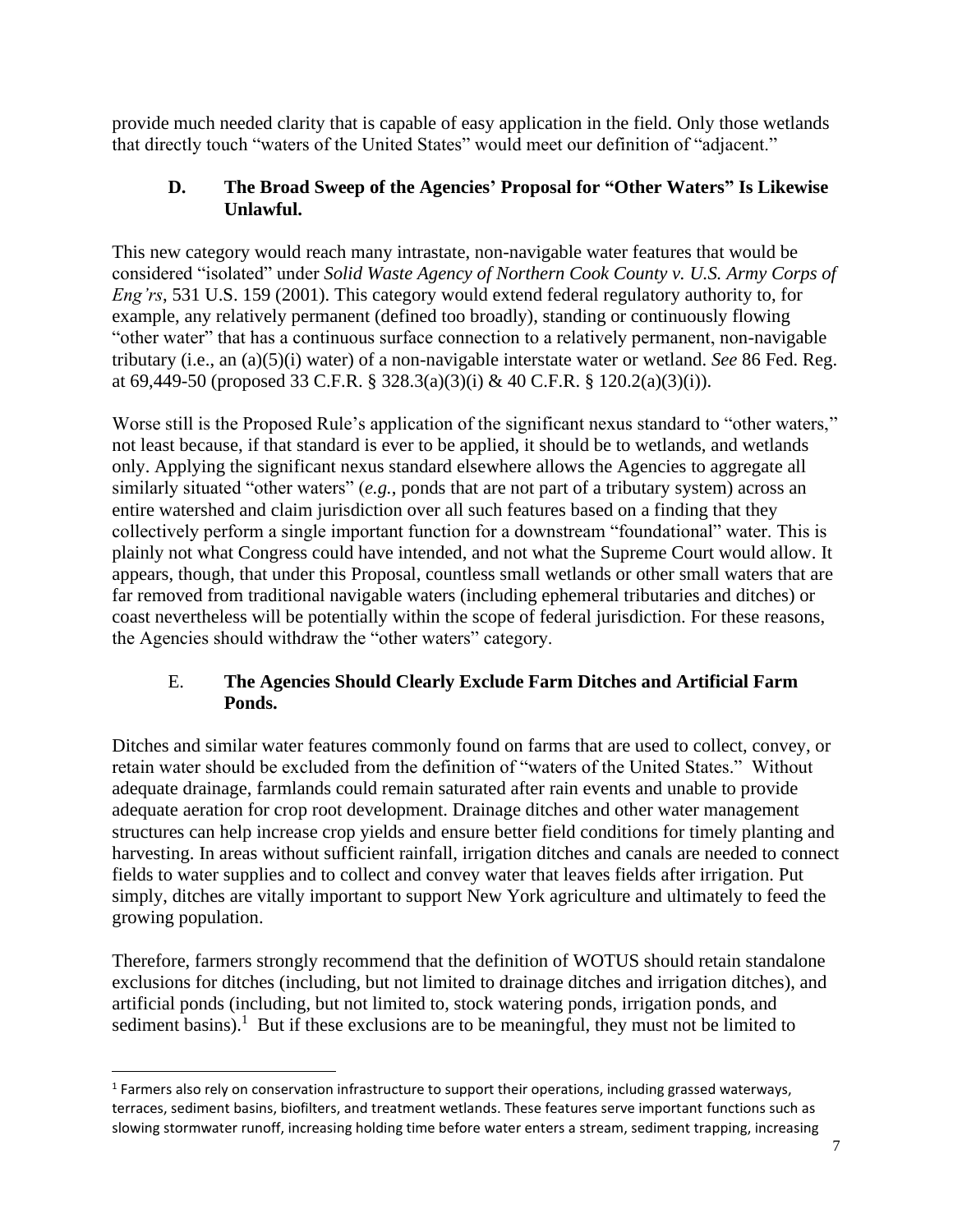provide much needed clarity that is capable of easy application in the field. Only those wetlands that directly touch "waters of the United States" would meet our definition of "adjacent."

### D. The Broad Sweep of the Agencies' Proposal for "Other Waters" Is Likewise Unlawful.

This new category would reach many intrastate, non-navigable water features that would be considered "isolated" under *Solid Waste Agency of Northern Cook County v. U.S. Army Corps of Eng'rs*, 531 U.S. 159 (2001). This category would extend federal regulatory authority to, for example, any relatively permanent (defined too broadly), standing or continuously flowing "other water" that has a continuous surface connection to a relatively permanent, non-navigable tributary (i.e., an (a)(5)(i) water) of a non-navigable interstate water or wetland. *See* 86 Fed. Reg. at 69,449-50 (proposed 33 C.F.R. § 328.3(a)(3)(i) & 40 C.F.R. § 120.2(a)(3)(i)).

Worse still is the Proposed Rule's application of the significant nexus standard to "other waters," not least because, if that standard is ever to be applied, it should be to wetlands, and wetlands only. Applying the significant nexus standard elsewhere allows the Agencies to aggregate all similarly situated "other waters" (*e.g.*, ponds that are not part of a tributary system) across an entire watershed and claim jurisdiction over all such features based on a finding that they collectively perform a single important function for a downstream "foundational" water. This is plainly not what Congress could have intended, and not what the Supreme Court would allow. It appears, though, that under this Proposal, countless small wetlands or other small waters that are far removed from traditional navigable waters (including ephemeral tributaries and ditches) or coast nevertheless will be potentially within the scope of federal jurisdiction. For these reasons, the Agencies should withdraw the "other waters" category.

### E. The Agencies Should Clearly Exclude Farm Ditches and Artificial Farm Ponds.

Ditches and similar water features commonly found on farms that are used to collect, convey, or retain water should be excluded from the definition of "waters of the United States." Without adequate drainage, farmlands could remain saturated after rain events and unable to provide adequate aeration for crop root development. Drainage ditches and other water management structures can help increase crop yields and ensure better field conditions for timely planting and harvesting. In areas without sufficient rainfall, irrigation ditches and canals are needed to connect fields to water supplies and to collect and convey water that leaves fields after irrigation. Put simply, ditches are vitally important to support New York agriculture and ultimately to feed the growing population.

Therefore, farmers strongly recommend that the definition of WOTUS should retain standalone exclusions for ditches (including, but not limited to drainage ditches and irrigation ditches), and artificial ponds (including, but not limited to, stock watering ponds, irrigation ponds, and sediment basins).[1] But if these exclusions are to be meaningful, they must not be limited to

[1] Farmers also rely on conservation infrastructure to support their operations, including grassed waterways, terraces, sediment basins, biofilters, and treatment wetlands. These features serve important functions such as slowing stormwater runoff, increasing holding time before water enters a stream, sediment trapping, increasing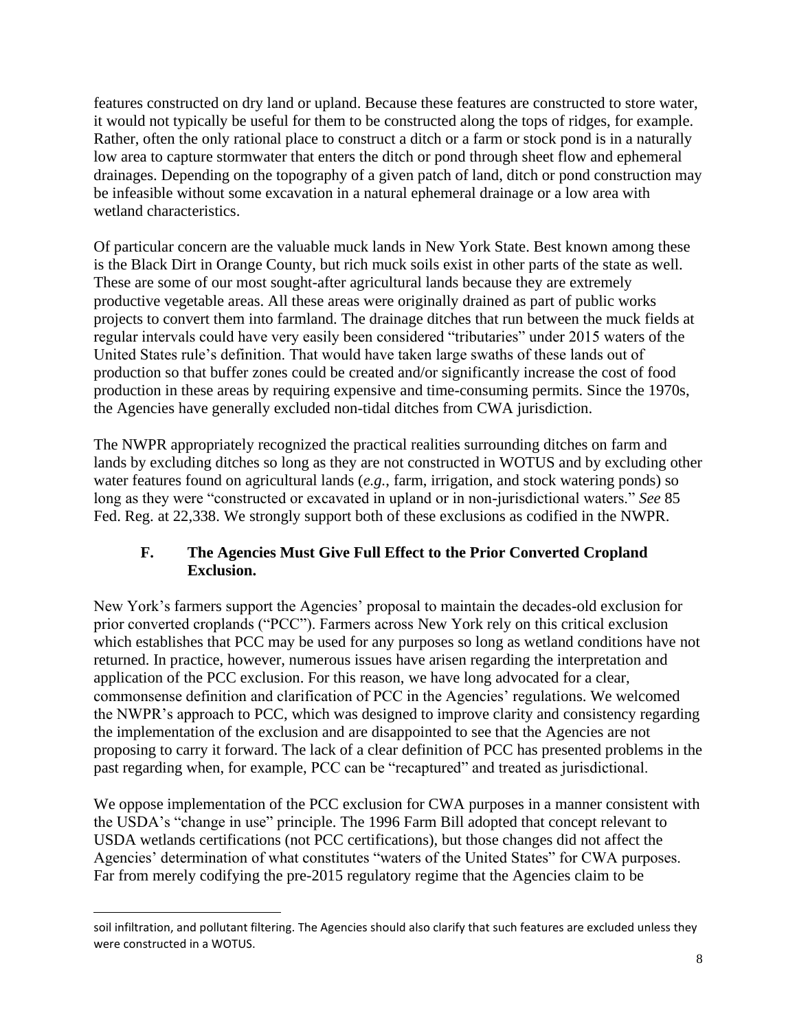features constructed on dry land or upland. Because these features are constructed to store water, it would not typically be useful for them to be constructed along the tops of ridges, for example. Rather, often the only rational place to construct a ditch or a farm or stock pond is in a naturally low area to capture stormwater that enters the ditch or pond through sheet flow and ephemeral drainages. Depending on the topography of a given patch of land, ditch or pond construction may be infeasible without some excavation in a natural ephemeral drainage or a low area with wetland characteristics.

Of particular concern are the valuable muck lands in New York State. Best known among these is the Black Dirt in Orange County, but rich muck soils exist in other parts of the state as well. These are some of our most sought-after agricultural lands because they are extremely productive vegetable areas. All these areas were originally drained as part of public works projects to convert them into farmland. The drainage ditches that run between the muck fields at regular intervals could have very easily been considered "tributaries" under 2015 waters of the United States rule's definition. That would have taken large swaths of these lands out of production so that buffer zones could be created and/or significantly increase the cost of food production in these areas by requiring expensive and time-consuming permits. Since the 1970s, the Agencies have generally excluded non-tidal ditches from CWA jurisdiction.

The NWPR appropriately recognized the practical realities surrounding ditches on farm and lands by excluding ditches so long as they are not constructed in WOTUS and by excluding other water features found on agricultural lands (*e.g.*, farm, irrigation, and stock watering ponds) so long as they were "constructed or excavated in upland or in non-jurisdictional waters." *See* 85 Fed. Reg. at 22,338. We strongly support both of these exclusions as codified in the NWPR.

### F. The Agencies Must Give Full Effect to the Prior Converted Cropland Exclusion.

New York's farmers support the Agencies' proposal to maintain the decades-old exclusion for prior converted croplands ("PCC"). Farmers across New York rely on this critical exclusion which establishes that PCC may be used for any purposes so long as wetland conditions have not returned. In practice, however, numerous issues have arisen regarding the interpretation and application of the PCC exclusion. For this reason, we have long advocated for a clear, commonsense definition and clarification of PCC in the Agencies' regulations. We welcomed the NWPR's approach to PCC, which was designed to improve clarity and consistency regarding the implementation of the exclusion and are disappointed to see that the Agencies are not proposing to carry it forward. The lack of a clear definition of PCC has presented problems in the past regarding when, for example, PCC can be "recaptured" and treated as jurisdictional.

We oppose implementation of the PCC exclusion for CWA purposes in a manner consistent with the USDA's "change in use" principle. The 1996 Farm Bill adopted that concept relevant to USDA wetlands certifications (not PCC certifications), but those changes did not affect the Agencies' determination of what constitutes "waters of the United States" for CWA purposes. Far from merely codifying the pre-2015 regulatory regime that the Agencies claim to be

---

soil infiltration, and pollutant filtering. The Agencies should also clarify that such features are excluded unless they were constructed in a WOTUS.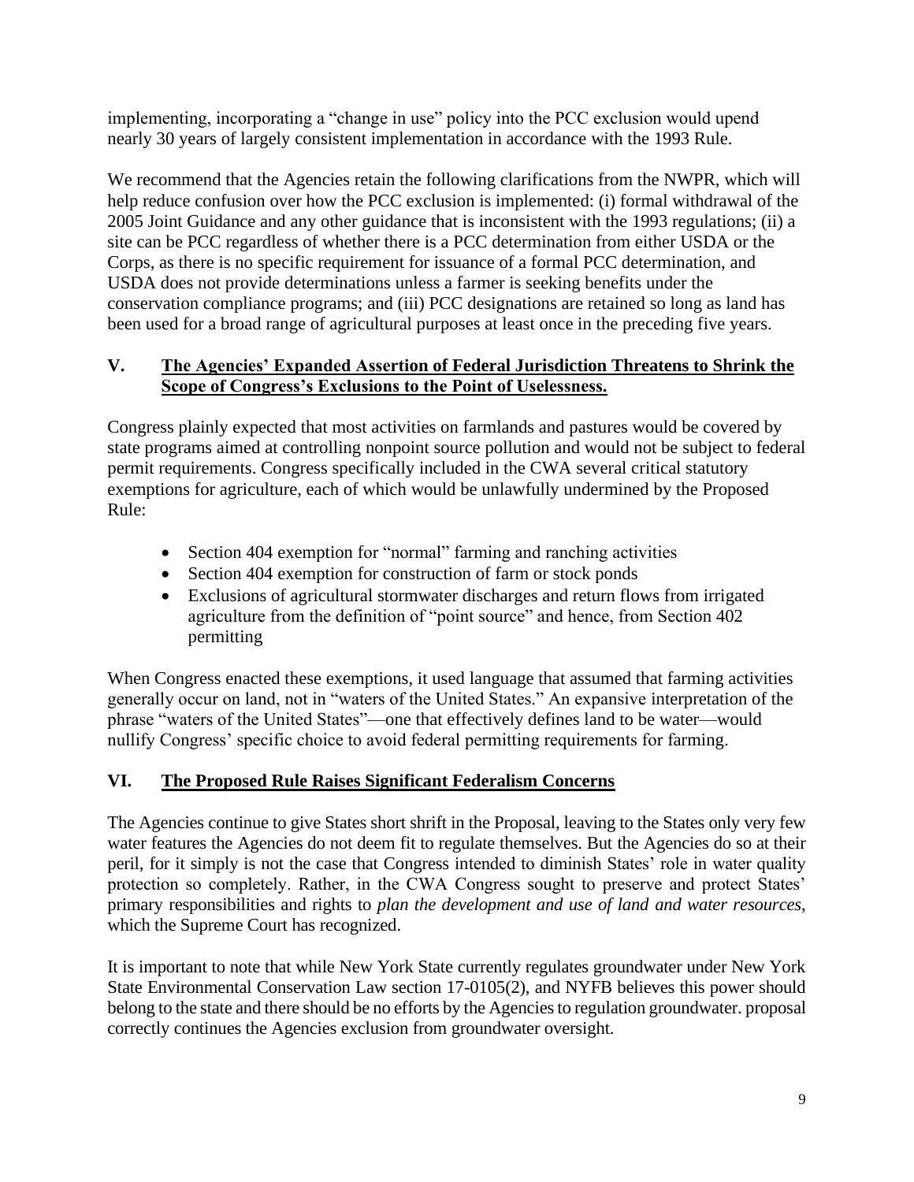implementing, incorporating a "change in use" policy into the PCC exclusion would upend nearly 30 years of largely consistent implementation in accordance with the 1993 Rule.

We recommend that the Agencies retain the following clarifications from the NWPR, which will help reduce confusion over how the PCC exclusion is implemented: (i) formal withdrawal of the 2005 Joint Guidance and any other guidance that is inconsistent with the 1993 regulations; (ii) a site can be PCC regardless of whether there is a PCC determination from either USDA or the Corps, as there is no specific requirement for issuance of a formal PCC determination, and USDA does not provide determinations unless a farmer is seeking benefits under the conservation compliance programs; and (iii) PCC designations are retained so long as land has been used for a broad range of agricultural purposes at least once in the preceding five years.

## V. The Agencies' Expanded Assertion of Federal Jurisdiction Threatens to Shrink the Scope of Congress's Exclusions to the Point of Uselessness.

Congress plainly expected that most activities on farmlands and pastures would be covered by state programs aimed at controlling nonpoint source pollution and would not be subject to federal permit requirements. Congress specifically included in the CWA several critical statutory exemptions for agriculture, each of which would be unlawfully undermined by the Proposed Rule:

- Section 404 exemption for "normal" farming and ranching activities
- Section 404 exemption for construction of farm or stock ponds
- Exclusions of agricultural stormwater discharges and return flows from irrigated agriculture from the definition of "point source" and hence, from Section 402 permitting

When Congress enacted these exemptions, it used language that assumed that farming activities generally occur on land, not in "waters of the United States." An expansive interpretation of the phrase "waters of the United States"—one that effectively defines land to be water—would nullify Congress' specific choice to avoid federal permitting requirements for farming.

## VI. The Proposed Rule Raises Significant Federalism Concerns

The Agencies continue to give States short shrift in the Proposal, leaving to the States only very few water features the Agencies do not deem fit to regulate themselves. But the Agencies do so at their peril, for it simply is not the case that Congress intended to diminish States' role in water quality protection so completely. Rather, in the CWA Congress sought to preserve and protect States' primary responsibilities and rights to *plan the development and use of land and water resources*, which the Supreme Court has recognized.

It is important to note that while New York State currently regulates groundwater under New York State Environmental Conservation Law section 17-0105(2), and NYFB believes this power should belong to the state and there should be no efforts by the Agencies to regulation groundwater. proposal correctly continues the Agencies exclusion from groundwater oversight.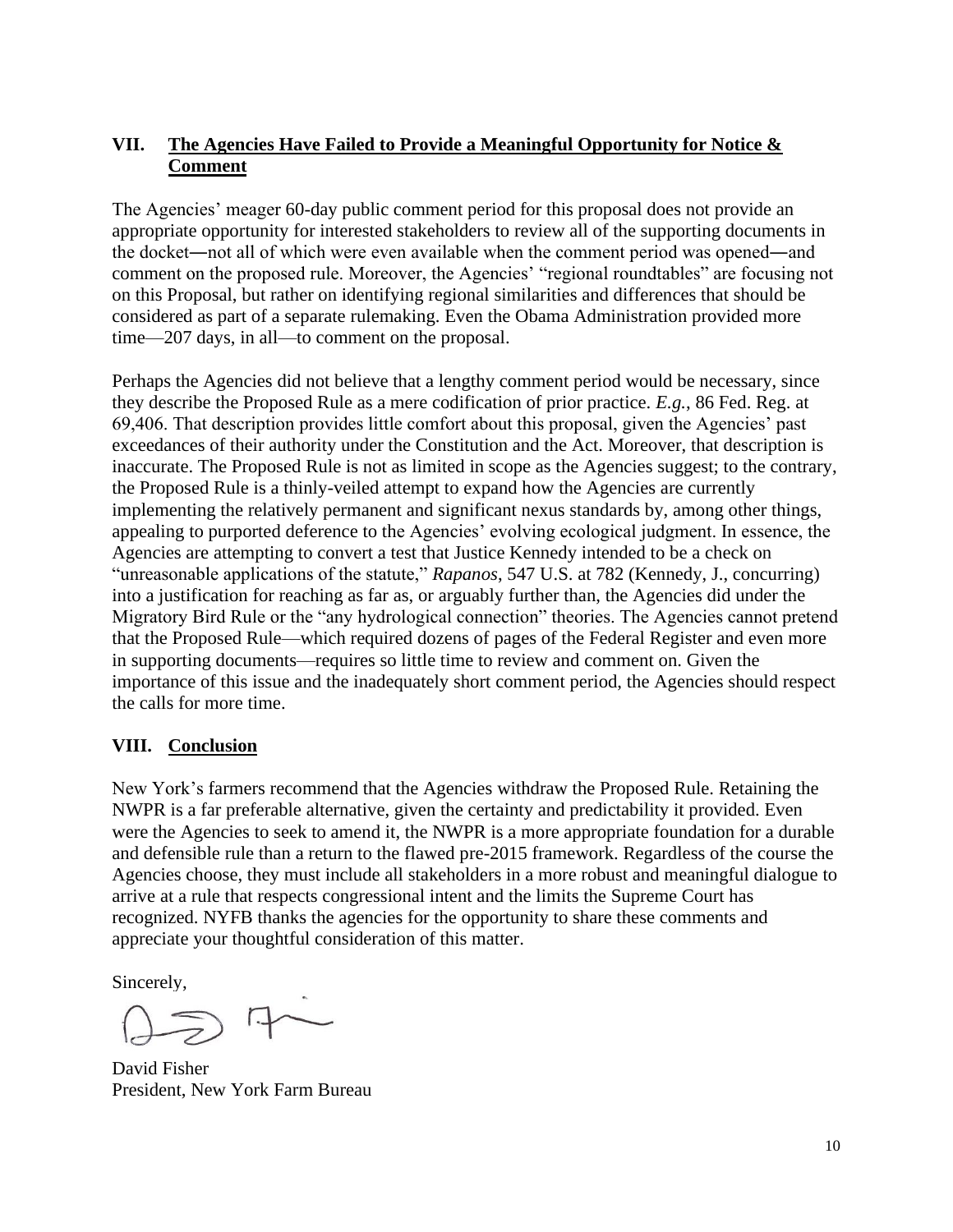## VII. The Agencies Have Failed to Provide a Meaningful Opportunity for Notice & Comment

The Agencies' meager 60-day public comment period for this proposal does not provide an appropriate opportunity for interested stakeholders to review all of the supporting documents in the docket―not all of which were even available when the comment period was opened―and comment on the proposed rule. Moreover, the Agencies' "regional roundtables" are focusing not on this Proposal, but rather on identifying regional similarities and differences that should be considered as part of a separate rulemaking. Even the Obama Administration provided more time—207 days, in all—to comment on the proposal.

Perhaps the Agencies did not believe that a lengthy comment period would be necessary, since they describe the Proposed Rule as a mere codification of prior practice. *E.g.*, 86 Fed. Reg. at 69,406. That description provides little comfort about this proposal, given the Agencies' past exceedances of their authority under the Constitution and the Act. Moreover, that description is inaccurate. The Proposed Rule is not as limited in scope as the Agencies suggest; to the contrary, the Proposed Rule is a thinly-veiled attempt to expand how the Agencies are currently implementing the relatively permanent and significant nexus standards by, among other things, appealing to purported deference to the Agencies' evolving ecological judgment. In essence, the Agencies are attempting to convert a test that Justice Kennedy intended to be a check on "unreasonable applications of the statute," *Rapanos*, 547 U.S. at 782 (Kennedy, J., concurring) into a justification for reaching as far as, or arguably further than, the Agencies did under the Migratory Bird Rule or the "any hydrological connection" theories. The Agencies cannot pretend that the Proposed Rule—which required dozens of pages of the Federal Register and even more in supporting documents—requires so little time to review and comment on. Given the importance of this issue and the inadequately short comment period, the Agencies should respect the calls for more time.

## VIII. Conclusion

New York's farmers recommend that the Agencies withdraw the Proposed Rule. Retaining the NWPR is a far preferable alternative, given the certainty and predictability it provided. Even were the Agencies to seek to amend it, the NWPR is a more appropriate foundation for a durable and defensible rule than a return to the flawed pre-2015 framework. Regardless of the course the Agencies choose, they must include all stakeholders in a more robust and meaningful dialogue to arrive at a rule that respects congressional intent and the limits the Supreme Court has recognized. NYFB thanks the agencies for the opportunity to share these comments and appreciate your thoughtful consideration of this matter.

Sincerely,

David Fisher
President, New York Farm Bureau